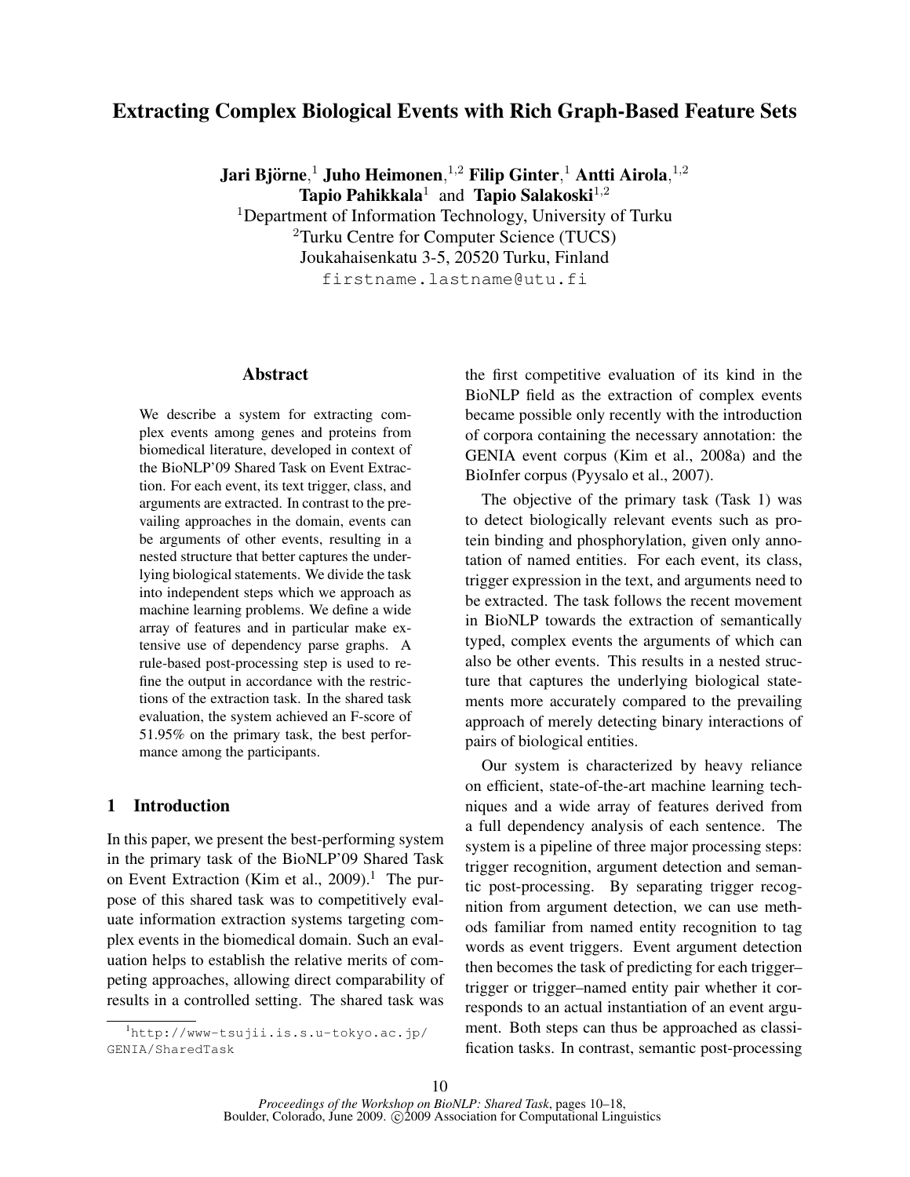# Extracting Complex Biological Events with Rich Graph-Based Feature Sets

**Jari Björne**,[1] **Juho Heimonen**,[1,2] **Filip Ginter**,[1] **Antti Airola**,[1,2]
**Tapio Pahikkala**[1] and **Tapio Salakoski**[1,2]

[1]Department of Information Technology, University of Turku
[2]Turku Centre for Computer Science (TUCS)
Joukahaisenkatu 3-5, 20520 Turku, Finland
firstname.lastname@utu.fi

## Abstract

We describe a system for extracting complex events among genes and proteins from biomedical literature, developed in context of the BioNLP'09 Shared Task on Event Extraction. For each event, its text trigger, class, and arguments are extracted. In contrast to the prevailing approaches in the domain, events can be arguments of other events, resulting in a nested structure that better captures the underlying biological statements. We divide the task into independent steps which we approach as machine learning problems. We define a wide array of features and in particular make extensive use of dependency parse graphs. A rule-based post-processing step is used to refine the output in accordance with the restrictions of the extraction task. In the shared task evaluation, the system achieved an F-score of 51.95% on the primary task, the best performance among the participants.

## 1 Introduction

In this paper, we present the best-performing system in the primary task of the BioNLP'09 Shared Task on Event Extraction (Kim et al., 2009).[1] The purpose of this shared task was to competitively evaluate information extraction systems targeting complex events in the biomedical domain. Such an evaluation helps to establish the relative merits of competing approaches, allowing direct comparability of results in a controlled setting. The shared task was the first competitive evaluation of its kind in the BioNLP field as the extraction of complex events became possible only recently with the introduction of corpora containing the necessary annotation: the GENIA event corpus (Kim et al., 2008a) and the BioInfer corpus (Pyysalo et al., 2007).

The objective of the primary task (Task 1) was to detect biologically relevant events such as protein binding and phosphorylation, given only annotation of named entities. For each event, its class, trigger expression in the text, and arguments need to be extracted. The task follows the recent movement in BioNLP towards the extraction of semantically typed, complex events the arguments of which can also be other events. This results in a nested structure that captures the underlying biological statements more accurately compared to the prevailing approach of merely detecting binary interactions of pairs of biological entities.

Our system is characterized by heavy reliance on efficient, state-of-the-art machine learning techniques and a wide array of features derived from a full dependency analysis of each sentence. The system is a pipeline of three major processing steps: trigger recognition, argument detection and semantic post-processing. By separating trigger recognition from argument detection, we can use methods familiar from named entity recognition to tag words as event triggers. Event argument detection then becomes the task of predicting for each trigger–trigger or trigger–named entity pair whether it corresponds to an actual instantiation of an event argument. Both steps can thus be approached as classification tasks. In contrast, semantic post-processing

[1]http://www-tsujii.is.s.u-tokyo.ac.jp/GENIA/SharedTask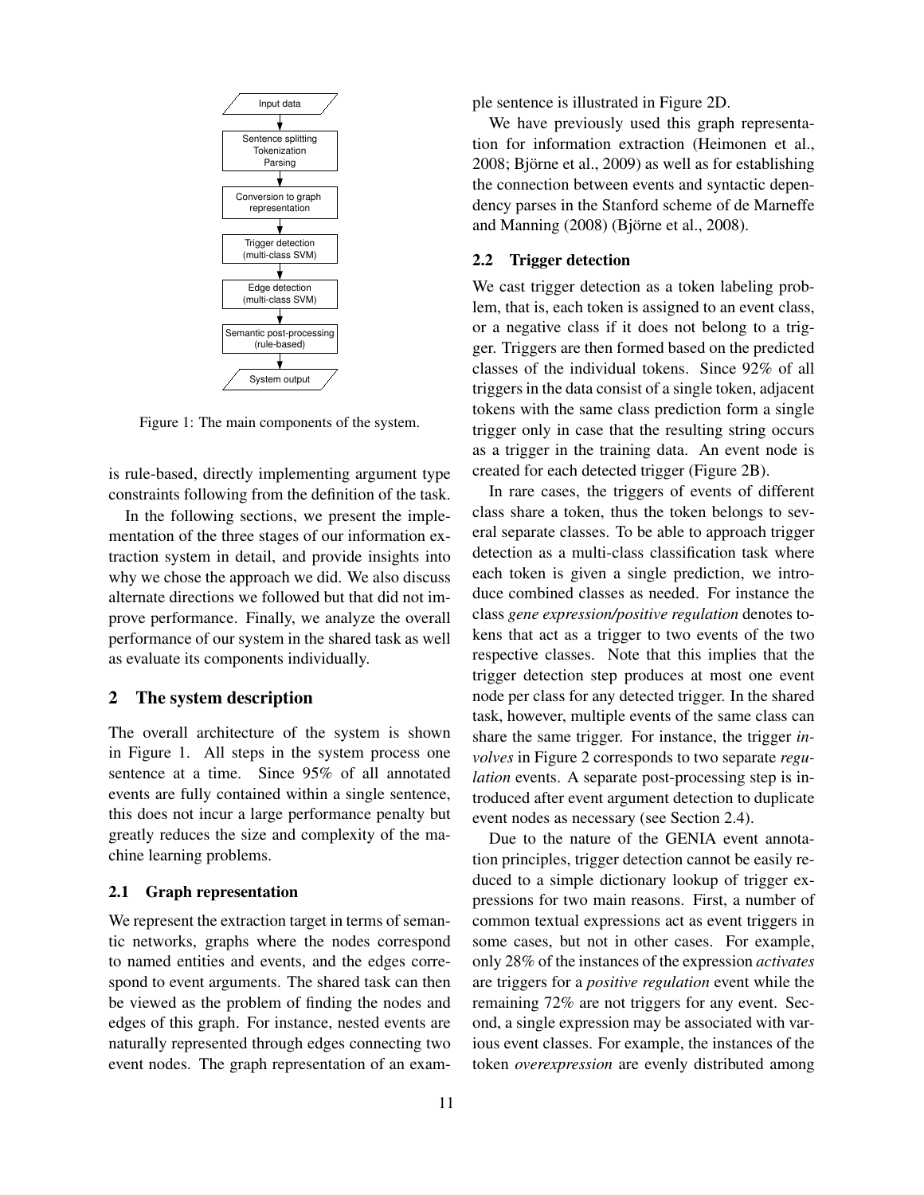Input data

Sentence splitting
Tokenization
Parsing

Conversion to graph representation

Trigger detection (multi-class SVM)

Edge detection (multi-class SVM)

Semantic post-processing (rule-based)

System output

Figure 1: The main components of the system.

is rule-based, directly implementing argument type constraints following from the definition of the task.

In the following sections, we present the implementation of the three stages of our information extraction system in detail, and provide insights into why we chose the approach we did. We also discuss alternate directions we followed but that did not improve performance. Finally, we analyze the overall performance of our system in the shared task as well as evaluate its components individually.

## 2 The system description

The overall architecture of the system is shown in Figure 1. All steps in the system process one sentence at a time. Since 95% of all annotated events are fully contained within a single sentence, this does not incur a large performance penalty but greatly reduces the size and complexity of the machine learning problems.

### 2.1 Graph representation

We represent the extraction target in terms of semantic networks, graphs where the nodes correspond to named entities and events, and the edges correspond to event arguments. The shared task can then be viewed as the problem of finding the nodes and edges of this graph. For instance, nested events are naturally represented through edges connecting two event nodes. The graph representation of an example sentence is illustrated in Figure 2D.

We have previously used this graph representation for information extraction (Heimonen et al., 2008; Björne et al., 2009) as well as for establishing the connection between events and syntactic dependency parses in the Stanford scheme of de Marneffe and Manning (2008) (Björne et al., 2008).

### 2.2 Trigger detection

We cast trigger detection as a token labeling problem, that is, each token is assigned to an event class, or a negative class if it does not belong to a trigger. Triggers are then formed based on the predicted classes of the individual tokens. Since 92% of all triggers in the data consist of a single token, adjacent tokens with the same class prediction form a single trigger only in case that the resulting string occurs as a trigger in the training data. An event node is created for each detected trigger (Figure 2B).

In rare cases, the triggers of events of different class share a token, thus the token belongs to several separate classes. To be able to approach trigger detection as a multi-class classification task where each token is given a single prediction, we introduce combined classes as needed. For instance the class *gene expression/positive regulation* denotes tokens that act as a trigger to two events of the two respective classes. Note that this implies that the trigger detection step produces at most one event node per class for any detected trigger. In the shared task, however, multiple events of the same class can share the same trigger. For instance, the trigger *involves* in Figure 2 corresponds to two separate *regulation* events. A separate post-processing step is introduced after event argument detection to duplicate event nodes as necessary (see Section 2.4).

Due to the nature of the GENIA event annotation principles, trigger detection cannot be easily reduced to a simple dictionary lookup of trigger expressions for two main reasons. First, a number of common textual expressions act as event triggers in some cases, but not in other cases. For example, only 28% of the instances of the expression *activates* are triggers for a *positive regulation* event while the remaining 72% are not triggers for any event. Second, a single expression may be associated with various event classes. For example, the instances of the token *overexpression* are evenly distributed among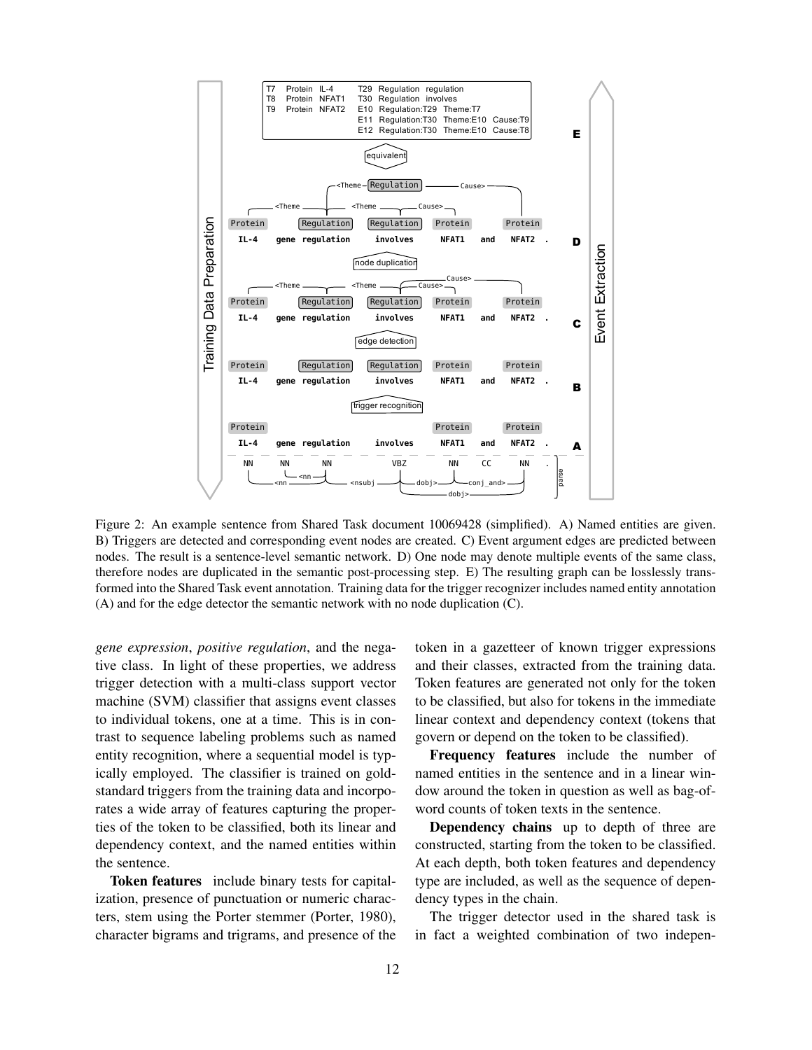Figure 2: An example sentence from Shared Task document 10069428 (simplified). A) Named entities are given. B) Triggers are detected and corresponding event nodes are created. C) Event argument edges are predicted between nodes. The result is a sentence-level semantic network. D) One node may denote multiple events of the same class, therefore nodes are duplicated in the semantic post-processing step. E) The resulting graph can be losslessly transformed into the Shared Task event annotation. Training data for the trigger recognizer includes named entity annotation (A) and for the edge detector the semantic network with no node duplication (C).

*gene expression*, *positive regulation*, and the negative class. In light of these properties, we address trigger detection with a multi-class support vector machine (SVM) classifier that assigns event classes to individual tokens, one at a time. This is in contrast to sequence labeling problems such as named entity recognition, where a sequential model is typically employed. The classifier is trained on gold-standard triggers from the training data and incorporates a wide array of features capturing the properties of the token to be classified, both its linear and dependency context, and the named entities within the sentence.

**Token features** include binary tests for capitalization, presence of punctuation or numeric characters, stem using the Porter stemmer (Porter, 1980), character bigrams and trigrams, and presence of the token in a gazetteer of known trigger expressions and their classes, extracted from the training data. Token features are generated not only for the token to be classified, but also for tokens in the immediate linear context and dependency context (tokens that govern or depend on the token to be classified).

**Frequency features** include the number of named entities in the sentence and in a linear window around the token in question as well as bag-of-word counts of token texts in the sentence.

**Dependency chains** up to depth of three are constructed, starting from the token to be classified. At each depth, both token features and dependency type are included, as well as the sequence of dependency types in the chain.

The trigger detector used in the shared task is in fact a weighted combination of two indepen-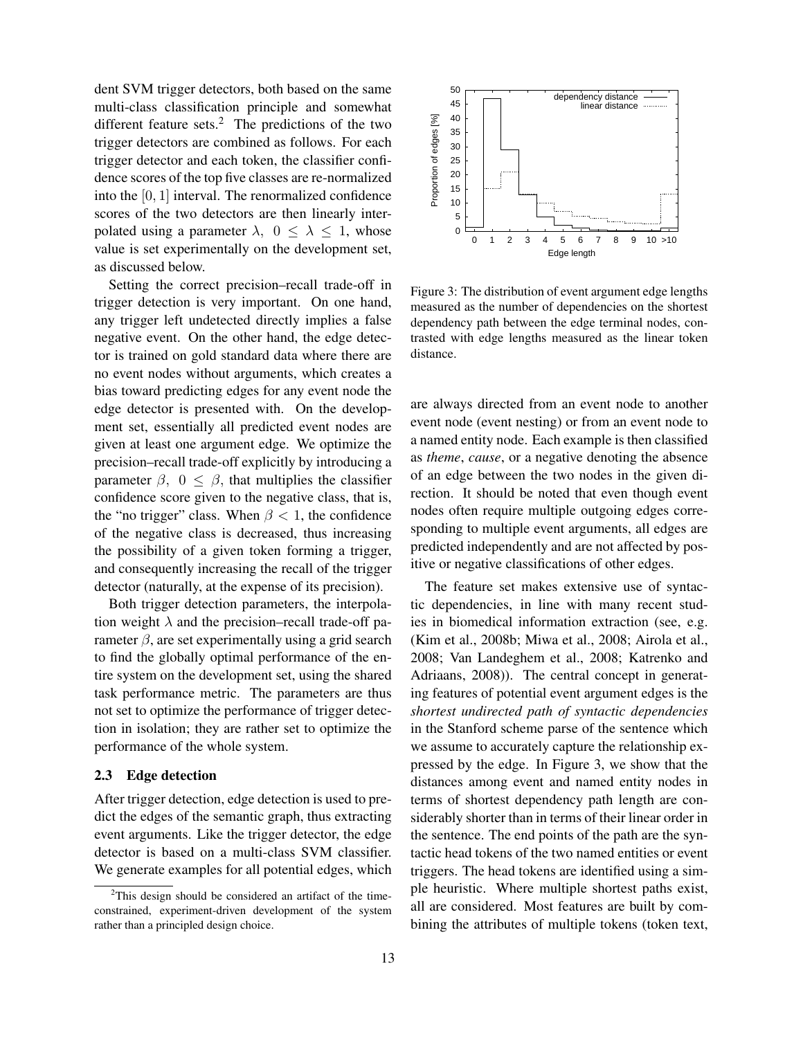dent SVM trigger detectors, both based on the same multi-class classification principle and somewhat different feature sets.[2] The predictions of the two trigger detectors are combined as follows. For each trigger detector and each token, the classifier confidence scores of the top five classes are re-normalized into the $[0, 1]$ interval. The renormalized confidence scores of the two detectors are then linearly interpolated using a parameter $\lambda$, $0 \leq \lambda \leq 1$, whose value is set experimentally on the development set, as discussed below.

Setting the correct precision–recall trade-off in trigger detection is very important. On one hand, any trigger left undetected directly implies a false negative event. On the other hand, the edge detector is trained on gold standard data where there are no event nodes without arguments, which creates a bias toward predicting edges for any event node the edge detector is presented with. On the development set, essentially all predicted event nodes are given at least one argument edge. We optimize the precision–recall trade-off explicitly by introducing a parameter $\beta$, $0 \leq \beta$, that multiplies the classifier confidence score given to the negative class, that is, the "no trigger" class. When $\beta < 1$, the confidence of the negative class is decreased, thus increasing the possibility of a given token forming a trigger, and consequently increasing the recall of the trigger detector (naturally, at the expense of its precision).

Both trigger detection parameters, the interpolation weight $\lambda$ and the precision–recall trade-off parameter $\beta$, are set experimentally using a grid search to find the globally optimal performance of the entire system on the development set, using the shared task performance metric. The parameters are thus not set to optimize the performance of trigger detection in isolation; they are rather set to optimize the performance of the whole system.

### 2.3 Edge detection

After trigger detection, edge detection is used to predict the edges of the semantic graph, thus extracting event arguments. Like the trigger detector, the edge detector is based on a multi-class SVM classifier. We generate examples for all potential edges, which are always directed from an event node to another event node (event nesting) or from an event node to a named entity node. Each example is then classified as *theme*, *cause*, or a negative denoting the absence of an edge between the two nodes in the given direction. It should be noted that even though event nodes often require multiple outgoing edges corresponding to multiple event arguments, all edges are predicted independently and are not affected by positive or negative classifications of other edges.

Figure 3: The distribution of event argument edge lengths measured as the number of dependencies on the shortest dependency path between the edge terminal nodes, contrasted with edge lengths measured as the linear token distance.

The feature set makes extensive use of syntactic dependencies, in line with many recent studies in biomedical information extraction (see, e.g. (Kim et al., 2008b; Miwa et al., 2008; Airola et al., 2008; Van Landeghem et al., 2008; Katrenko and Adriaans, 2008)). The central concept in generating features of potential event argument edges is the *shortest undirected path of syntactic dependencies* in the Stanford scheme parse of the sentence which we assume to accurately capture the relationship expressed by the edge. In Figure 3, we show that the distances among event and named entity nodes in terms of shortest dependency path length are considerably shorter than in terms of their linear order in the sentence. The end points of the path are the syntactic head tokens of the two named entities or event triggers. The head tokens are identified using a simple heuristic. Where multiple shortest paths exist, all are considered. Most features are built by combining the attributes of multiple tokens (token text,

[2] This design should be considered an artifact of the time-constrained, experiment-driven development of the system rather than a principled design choice.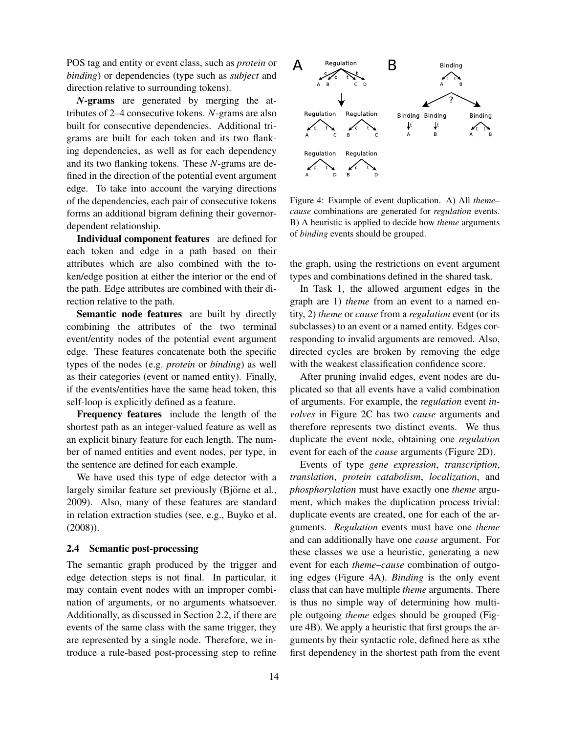POS tag and entity or event class, such as *protein* or *binding*) or dependencies (type such as *subject* and direction relative to surrounding tokens).

***N*-grams** are generated by merging the attributes of 2–4 consecutive tokens. *N*-grams are also built for consecutive dependencies. Additional trigrams are built for each token and its two flanking dependencies, as well as for each dependency and its two flanking tokens. These *N*-grams are defined in the direction of the potential event argument edge. To take into account the varying directions of the dependencies, each pair of consecutive tokens forms an additional bigram defining their governor-dependent relationship.

**Individual component features** are defined for each token and edge in a path based on their attributes which are also combined with the token/edge position at either the interior or the end of the path. Edge attributes are combined with their direction relative to the path.

**Semantic node features** are built by directly combining the attributes of the two terminal event/entity nodes of the potential event argument edge. These features concatenate both the specific types of the nodes (e.g. *protein* or *binding*) as well as their categories (event or named entity). Finally, if the events/entities have the same head token, this self-loop is explicitly defined as a feature.

**Frequency features** include the length of the shortest path as an integer-valued feature as well as an explicit binary feature for each length. The number of named entities and event nodes, per type, in the sentence are defined for each example.

We have used this type of edge detector with a largely similar feature set previously (Björne et al., 2009). Also, many of these features are standard in relation extraction studies (see, e.g., Buyko et al. (2008)).

### 2.4 Semantic post-processing

The semantic graph produced by the trigger and edge detection steps is not final. In particular, it may contain event nodes with an improper combination of arguments, or no arguments whatsoever. Additionally, as discussed in Section 2.2, if there are events of the same class with the same trigger, they are represented by a single node. Therefore, we introduce a rule-based post-processing step to refine the graph, using the restrictions on event argument types and combinations defined in the shared task.

Figure 4: Example of event duplication. A) All *theme–cause* combinations are generated for *regulation* events. B) A heuristic is applied to decide how *theme* arguments of *binding* events should be grouped.

In Task 1, the allowed argument edges in the graph are 1) *theme* from an event to a named entity, 2) *theme* or *cause* from a *regulation* event (or its subclasses) to an event or a named entity. Edges corresponding to invalid arguments are removed. Also, directed cycles are broken by removing the edge with the weakest classification confidence score.

After pruning invalid edges, event nodes are duplicated so that all events have a valid combination of arguments. For example, the *regulation* event *involves* in Figure 2C has two *cause* arguments and therefore represents two distinct events. We thus duplicate the event node, obtaining one *regulation* event for each of the *cause* arguments (Figure 2D).

Events of type *gene expression*, *transcription*, *translation*, *protein catabolism*, *localization*, and *phosphorylation* must have exactly one *theme* argument, which makes the duplication process trivial: duplicate events are created, one for each of the arguments. *Regulation* events must have one *theme* and can additionally have one *cause* argument. For these classes we use a heuristic, generating a new event for each *theme–cause* combination of outgoing edges (Figure 4A). *Binding* is the only event class that can have multiple *theme* arguments. There is thus no simple way of determining how multiple outgoing *theme* edges should be grouped (Figure 4B). We apply a heuristic that first groups the arguments by their syntactic role, defined here as xthe first dependency in the shortest path from the event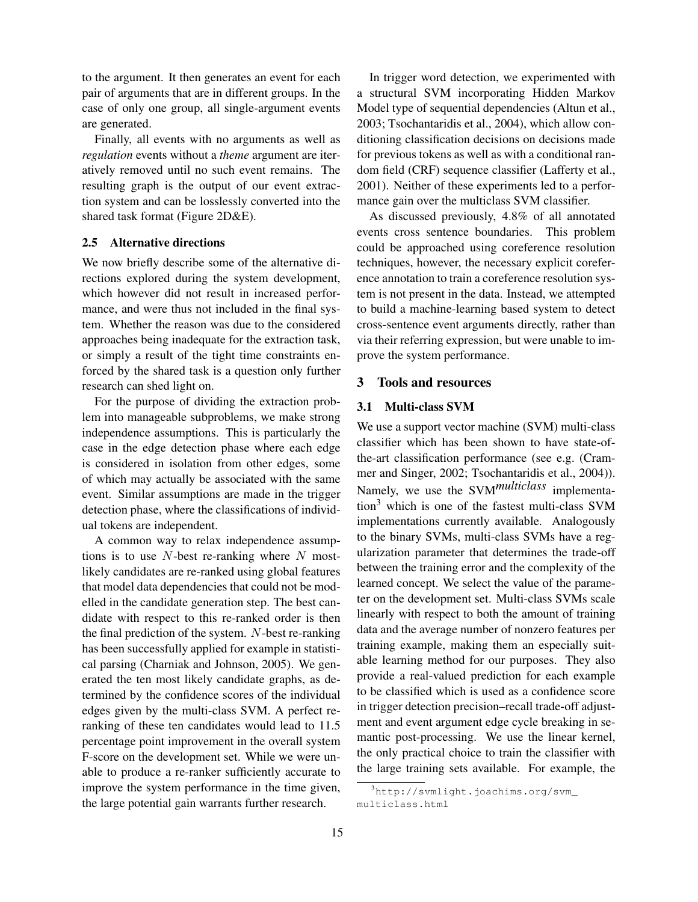to the argument. It then generates an event for each pair of arguments that are in different groups. In the case of only one group, all single-argument events are generated.

Finally, all events with no arguments as well as *regulation* events without a *theme* argument are iteratively removed until no such event remains. The resulting graph is the output of our event extraction system and can be losslessly converted into the shared task format (Figure 2D&E).

### 2.5 Alternative directions

We now briefly describe some of the alternative directions explored during the system development, which however did not result in increased performance, and were thus not included in the final system. Whether the reason was due to the considered approaches being inadequate for the extraction task, or simply a result of the tight time constraints enforced by the shared task is a question only further research can shed light on.

For the purpose of dividing the extraction problem into manageable subproblems, we make strong independence assumptions. This is particularly the case in the edge detection phase where each edge is considered in isolation from other edges, some of which may actually be associated with the same event. Similar assumptions are made in the trigger detection phase, where the classifications of individual tokens are independent.

A common way to relax independence assumptions is to use $N$-best re-ranking where $N$ most-likely candidates are re-ranked using global features that model data dependencies that could not be modelled in the candidate generation step. The best candidate with respect to this re-ranked order is then the final prediction of the system. $N$-best re-ranking has been successfully applied for example in statistical parsing (Charniak and Johnson, 2005). We generated the ten most likely candidate graphs, as determined by the confidence scores of the individual edges given by the multi-class SVM. A perfect reranking of these ten candidates would lead to 11.5 percentage point improvement in the overall system F-score on the development set. While we were unable to produce a re-ranker sufficiently accurate to improve the system performance in the time given, the large potential gain warrants further research.

In trigger word detection, we experimented with a structural SVM incorporating Hidden Markov Model type of sequential dependencies (Altun et al., 2003; Tsochantaridis et al., 2004), which allow conditioning classification decisions on decisions made for previous tokens as well as with a conditional random field (CRF) sequence classifier (Lafferty et al., 2001). Neither of these experiments led to a performance gain over the multiclass SVM classifier.

As discussed previously, 4.8% of all annotated events cross sentence boundaries. This problem could be approached using coreference resolution techniques, however, the necessary explicit coreference annotation to train a coreference resolution system is not present in the data. Instead, we attempted to build a machine-learning based system to detect cross-sentence event arguments directly, rather than via their referring expression, but were unable to improve the system performance.

## 3 Tools and resources

### 3.1 Multi-class SVM

We use a support vector machine (SVM) multi-class classifier which has been shown to have state-of-the-art classification performance (see e.g. (Crammer and Singer, 2002; Tsochantaridis et al., 2004)). Namely, we use the SVM*multiclass* implementation[3] which is one of the fastest multi-class SVM implementations currently available. Analogously to the binary SVMs, multi-class SVMs have a regularization parameter that determines the trade-off between the training error and the complexity of the learned concept. We select the value of the parameter on the development set. Multi-class SVMs scale linearly with respect to both the amount of training data and the average number of nonzero features per training example, making them an especially suitable learning method for our purposes. They also provide a real-valued prediction for each example to be classified which is used as a confidence score in trigger detection precision–recall trade-off adjustment and event argument edge cycle breaking in semantic post-processing. We use the linear kernel, the only practical choice to train the classifier with the large training sets available. For example, the

[3] http://svmlight.joachims.org/svm_multiclass.html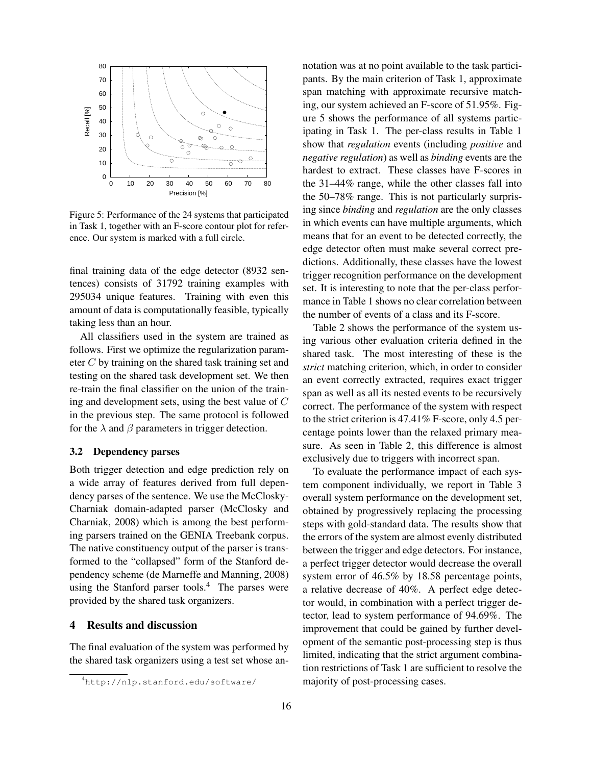Figure 5: Performance of the 24 systems that participated in Task 1, together with an F-score contour plot for reference. Our system is marked with a full circle.

final training data of the edge detector (8932 sentences) consists of 31792 training examples with 295034 unique features. Training with even this amount of data is computationally feasible, typically taking less than an hour.

All classifiers used in the system are trained as follows. First we optimize the regularization parameter $C$ by training on the shared task training set and testing on the shared task development set. We then re-train the final classifier on the union of the training and development sets, using the best value of $C$ in the previous step. The same protocol is followed for the $\lambda$ and $\beta$ parameters in trigger detection.

### 3.2 Dependency parses

Both trigger detection and edge prediction rely on a wide array of features derived from full dependency parses of the sentence. We use the McClosky-Charniak domain-adapted parser (McClosky and Charniak, 2008) which is among the best performing parsers trained on the GENIA Treebank corpus. The native constituency output of the parser is transformed to the "collapsed" form of the Stanford dependency scheme (de Marneffe and Manning, 2008) using the Stanford parser tools.[4] The parses were provided by the shared task organizers.

## 4 Results and discussion

The final evaluation of the system was performed by the shared task organizers using a test set whose annotation was at no point available to the task participants. By the main criterion of Task 1, approximate span matching with approximate recursive matching, our system achieved an F-score of 51.95%. Figure 5 shows the performance of all systems participating in Task 1. The per-class results in Table 1 show that *regulation* events (including *positive* and *negative regulation*) as well as *binding* events are the hardest to extract. These classes have F-scores in the 31–44% range, while the other classes fall into the 50–78% range. This is not particularly surprising since *binding* and *regulation* are the only classes in which events can have multiple arguments, which means that for an event to be detected correctly, the edge detector often must make several correct predictions. Additionally, these classes have the lowest trigger recognition performance on the development set. It is interesting to note that the per-class performance in Table 1 shows no clear correlation between the number of events of a class and its F-score.

Table 2 shows the performance of the system using various other evaluation criteria defined in the shared task. The most interesting of these is the *strict* matching criterion, which, in order to consider an event correctly extracted, requires exact trigger span as well as all its nested events to be recursively correct. The performance of the system with respect to the strict criterion is 47.41% F-score, only 4.5 percentage points lower than the relaxed primary measure. As seen in Table 2, this difference is almost exclusively due to triggers with incorrect span.

To evaluate the performance impact of each system component individually, we report in Table 3 overall system performance on the development set, obtained by progressively replacing the processing steps with gold-standard data. The results show that the errors of the system are almost evenly distributed between the trigger and edge detectors. For instance, a perfect trigger detector would decrease the overall system error of 46.5% by 18.58 percentage points, a relative decrease of 40%. A perfect edge detector would, in combination with a perfect trigger detector, lead to system performance of 94.69%. The improvement that could be gained by further development of the semantic post-processing step is thus limited, indicating that the strict argument combination restrictions of Task 1 are sufficient to resolve the majority of post-processing cases.

[4] http://nlp.stanford.edu/software/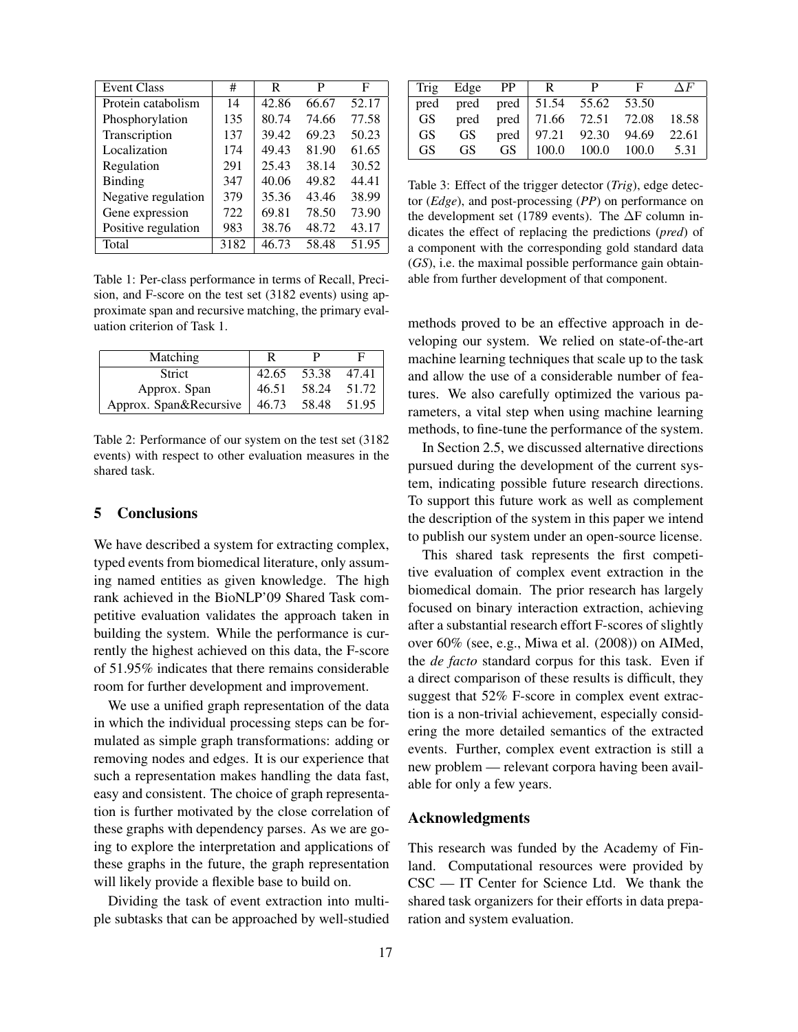| Event Class | # | R | P | F |
|---|---|---|---|---|
| Protein catabolism | 14 | 42.86 | 66.67 | 52.17 |
| Phosphorylation | 135 | 80.74 | 74.66 | 77.58 |
| Transcription | 137 | 39.42 | 69.23 | 50.23 |
| Localization | 174 | 49.43 | 81.90 | 61.65 |
| Regulation | 291 | 25.43 | 38.14 | 30.52 |
| Binding | 347 | 40.06 | 49.82 | 44.41 |
| Negative regulation | 379 | 35.36 | 43.46 | 38.99 |
| Gene expression | 722 | 69.81 | 78.50 | 73.90 |
| Positive regulation | 983 | 38.76 | 48.72 | 43.17 |
| Total | 3182 | 46.73 | 58.48 | 51.95 |

Table 1: Per-class performance in terms of Recall, Precision, and F-score on the test set (3182 events) using approximate span and recursive matching, the primary evaluation criterion of Task 1.

| Matching | R | P | F |
|---|---|---|---|
| Strict | 42.65 | 53.38 | 47.41 |
| Approx. Span | 46.51 | 58.24 | 51.72 |
| Approx. Span&Recursive | 46.73 | 58.48 | 51.95 |

Table 2: Performance of our system on the test set (3182 events) with respect to other evaluation measures in the shared task.

## 5 Conclusions

We have described a system for extracting complex, typed events from biomedical literature, only assuming named entities as given knowledge. The high rank achieved in the BioNLP'09 Shared Task competitive evaluation validates the approach taken in building the system. While the performance is currently the highest achieved on this data, the F-score of 51.95% indicates that there remains considerable room for further development and improvement.

We use a unified graph representation of the data in which the individual processing steps can be formulated as simple graph transformations: adding or removing nodes and edges. It is our experience that such a representation makes handling the data fast, easy and consistent. The choice of graph representation is further motivated by the close correlation of these graphs with dependency parses. As we are going to explore the interpretation and applications of these graphs in the future, the graph representation will likely provide a flexible base to build on.

Dividing the task of event extraction into multiple subtasks that can be approached by well-studied methods proved to be an effective approach in developing our system. We relied on state-of-the-art machine learning techniques that scale up to the task and allow the use of a considerable number of features. We also carefully optimized the various parameters, a vital step when using machine learning methods, to fine-tune the performance of the system.

| Trig | Edge | PP | R | P | F | $\Delta F$ |
|---|---|---|---|---|---|---|
| pred | pred | pred | 51.54 | 55.62 | 53.50 | |
| GS | pred | pred | 71.66 | 72.51 | 72.08 | 18.58 |
| GS | GS | pred | 97.21 | 92.30 | 94.69 | 22.61 |
| GS | GS | GS | 100.0 | 100.0 | 100.0 | 5.31 |

Table 3: Effect of the trigger detector (*Trig*), edge detector (*Edge*), and post-processing (*PP*) on performance on the development set (1789 events). The $\Delta$F column indicates the effect of replacing the predictions (*pred*) of a component with the corresponding gold standard data (*GS*), i.e. the maximal possible performance gain obtainable from further development of that component.

In Section 2.5, we discussed alternative directions pursued during the development of the current system, indicating possible future research directions. To support this future work as well as complement the description of the system in this paper we intend to publish our system under an open-source license.

This shared task represents the first competitive evaluation of complex event extraction in the biomedical domain. The prior research has largely focused on binary interaction extraction, achieving after a substantial research effort F-scores of slightly over 60% (see, e.g., Miwa et al. (2008)) on AIMed, the *de facto* standard corpus for this task. Even if a direct comparison of these results is difficult, they suggest that 52% F-score in complex event extraction is a non-trivial achievement, especially considering the more detailed semantics of the extracted events. Further, complex event extraction is still a new problem — relevant corpora having been available for only a few years.

### Acknowledgments

This research was funded by the Academy of Finland. Computational resources were provided by CSC — IT Center for Science Ltd. We thank the shared task organizers for their efforts in data preparation and system evaluation.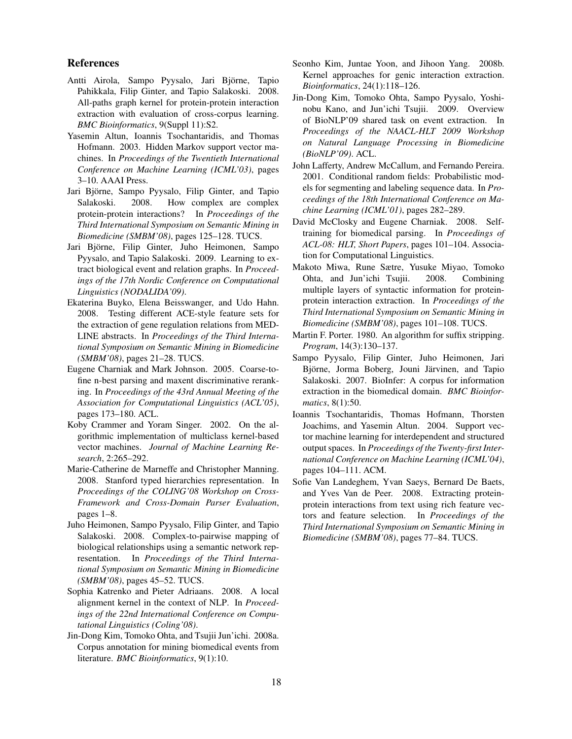## References

Antti Airola, Sampo Pyysalo, Jari Björne, Tapio Pahikkala, Filip Ginter, and Tapio Salakoski. 2008. All-paths graph kernel for protein-protein interaction extraction with evaluation of cross-corpus learning. *BMC Bioinformatics*, 9(Suppl 11):S2.

Yasemin Altun, Ioannis Tsochantaridis, and Thomas Hofmann. 2003. Hidden Markov support vector machines. In *Proceedings of the Twentieth International Conference on Machine Learning (ICML'03)*, pages 3–10. AAAI Press.

Jari Björne, Sampo Pyysalo, Filip Ginter, and Tapio Salakoski. 2008. How complex are complex protein-protein interactions? In *Proceedings of the Third International Symposium on Semantic Mining in Biomedicine (SMBM'08)*, pages 125–128. TUCS.

Jari Björne, Filip Ginter, Juho Heimonen, Sampo Pyysalo, and Tapio Salakoski. 2009. Learning to extract biological event and relation graphs. In *Proceedings of the 17th Nordic Conference on Computational Linguistics (NODALIDA'09)*.

Ekaterina Buyko, Elena Beisswanger, and Udo Hahn. 2008. Testing different ACE-style feature sets for the extraction of gene regulation relations from MEDLINE abstracts. In *Proceedings of the Third International Symposium on Semantic Mining in Biomedicine (SMBM'08)*, pages 21–28. TUCS.

Eugene Charniak and Mark Johnson. 2005. Coarse-to-fine n-best parsing and maxent discriminative reranking. In *Proceedings of the 43rd Annual Meeting of the Association for Computational Linguistics (ACL'05)*, pages 173–180. ACL.

Koby Crammer and Yoram Singer. 2002. On the algorithmic implementation of multiclass kernel-based vector machines. *Journal of Machine Learning Research*, 2:265–292.

Marie-Catherine de Marneffe and Christopher Manning. 2008. Stanford typed hierarchies representation. In *Proceedings of the COLING'08 Workshop on Cross-Framework and Cross-Domain Parser Evaluation*, pages 1–8.

Juho Heimonen, Sampo Pyysalo, Filip Ginter, and Tapio Salakoski. 2008. Complex-to-pairwise mapping of biological relationships using a semantic network representation. In *Proceedings of the Third International Symposium on Semantic Mining in Biomedicine (SMBM'08)*, pages 45–52. TUCS.

Sophia Katrenko and Pieter Adriaans. 2008. A local alignment kernel in the context of NLP. In *Proceedings of the 22nd International Conference on Computational Linguistics (Coling'08)*.

Jin-Dong Kim, Tomoko Ohta, and Tsujii Jun'ichi. 2008a. Corpus annotation for mining biomedical events from literature. *BMC Bioinformatics*, 9(1):10.

Seonho Kim, Juntae Yoon, and Jihoon Yang. 2008b. Kernel approaches for genic interaction extraction. *Bioinformatics*, 24(1):118–126.

Jin-Dong Kim, Tomoko Ohta, Sampo Pyysalo, Yoshinobu Kano, and Jun'ichi Tsujii. 2009. Overview of BioNLP'09 shared task on event extraction. In *Proceedings of the NAACL-HLT 2009 Workshop on Natural Language Processing in Biomedicine (BioNLP'09)*. ACL.

John Lafferty, Andrew McCallum, and Fernando Pereira. 2001. Conditional random fields: Probabilistic models for segmenting and labeling sequence data. In *Proceedings of the 18th International Conference on Machine Learning (ICML'01)*, pages 282–289.

David McClosky and Eugene Charniak. 2008. Self-training for biomedical parsing. In *Proceedings of ACL-08: HLT, Short Papers*, pages 101–104. Association for Computational Linguistics.

Makoto Miwa, Rune Sætre, Yusuke Miyao, Tomoko Ohta, and Jun'ichi Tsujii. 2008. Combining multiple layers of syntactic information for protein-protein interaction extraction. In *Proceedings of the Third International Symposium on Semantic Mining in Biomedicine (SMBM'08)*, pages 101–108. TUCS.

Martin F. Porter. 1980. An algorithm for suffix stripping. *Program*, 14(3):130–137.

Sampo Pyysalo, Filip Ginter, Juho Heimonen, Jari Björne, Jorma Boberg, Jouni Järvinen, and Tapio Salakoski. 2007. BioInfer: A corpus for information extraction in the biomedical domain. *BMC Bioinformatics*, 8(1):50.

Ioannis Tsochantaridis, Thomas Hofmann, Thorsten Joachims, and Yasemin Altun. 2004. Support vector machine learning for interdependent and structured output spaces. In *Proceedings of the Twenty-first International Conference on Machine Learning (ICML'04)*, pages 104–111. ACM.

Sofie Van Landeghem, Yvan Saeys, Bernard De Baets, and Yves Van de Peer. 2008. Extracting protein-protein interactions from text using rich feature vectors and feature selection. In *Proceedings of the Third International Symposium on Semantic Mining in Biomedicine (SMBM'08)*, pages 77–84. TUCS.